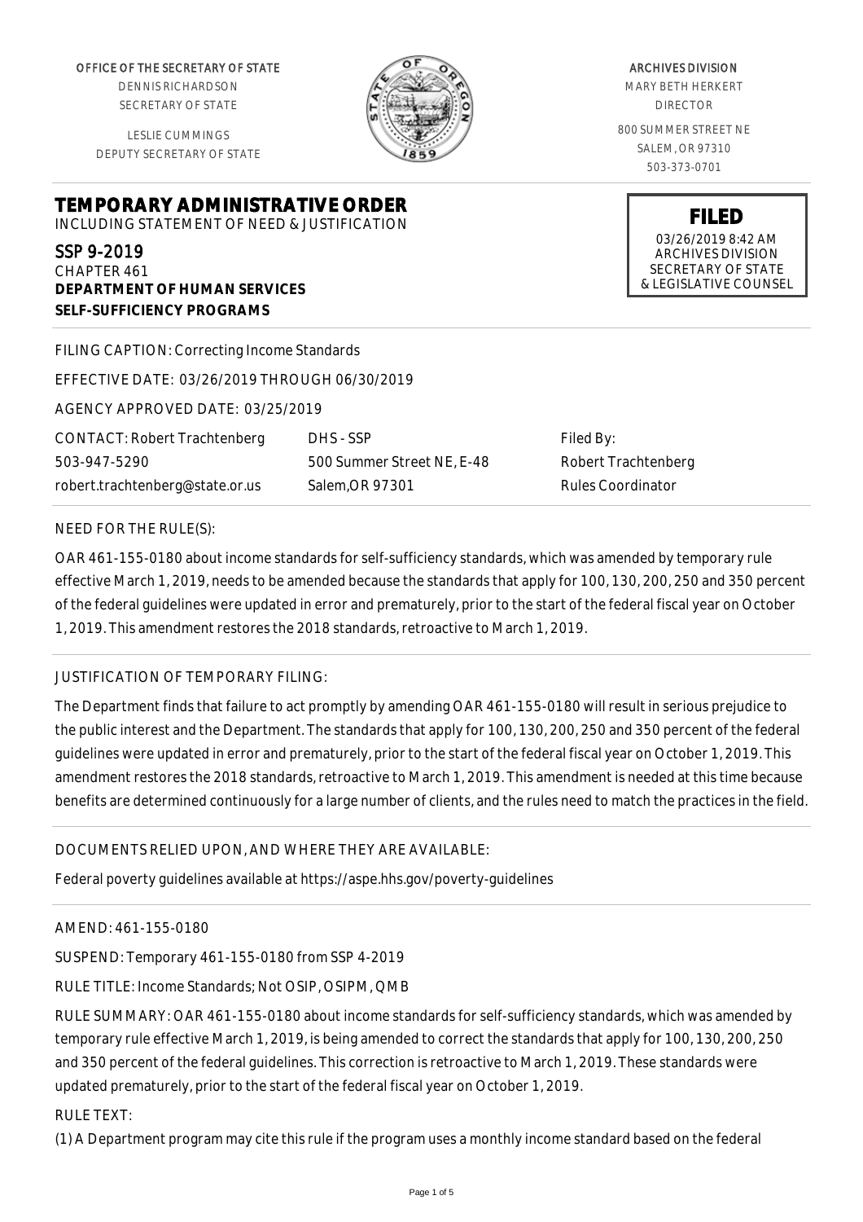OFFICE OF THE SECRETARY OF STATE
DENNIS RICHARDSON
SECRETARY OF STATE

LESLIE CUMMINGS
DEPUTY SECRETARY OF STATE

ARCHIVES DIVISION
MARY BETH HERKERT
DIRECTOR

800 SUMMER STREET NE
SALEM, OR 97310
503-373-0701

**FILED**
03/26/2019 8:42 AM
ARCHIVES DIVISION
SECRETARY OF STATE
& LEGISLATIVE COUNSEL

# TEMPORARY ADMINISTRATIVE ORDER

INCLUDING STATEMENT OF NEED & JUSTIFICATION

SSP 9-2019
CHAPTER 461
**DEPARTMENT OF HUMAN SERVICES**
**SELF-SUFFICIENCY PROGRAMS**

FILING CAPTION: Correcting Income Standards

EFFECTIVE DATE: 03/26/2019 THROUGH 06/30/2019

AGENCY APPROVED DATE: 03/25/2019

| CONTACT: Robert Trachtenberg | DHS - SSP | Filed By: |
|---|---|---|
| 503-947-5290 | 500 Summer Street NE, E-48 | Robert Trachtenberg |
| robert.trachtenberg@state.or.us | Salem,OR 97301 | Rules Coordinator |

NEED FOR THE RULE(S):

OAR 461-155-0180 about income standards for self-sufficiency standards, which was amended by temporary rule effective March 1, 2019, needs to be amended because the standards that apply for 100, 130, 200, 250 and 350 percent of the federal guidelines were updated in error and prematurely, prior to the start of the federal fiscal year on October 1, 2019. This amendment restores the 2018 standards, retroactive to March 1, 2019.

JUSTIFICATION OF TEMPORARY FILING:

The Department finds that failure to act promptly by amending OAR 461-155-0180 will result in serious prejudice to the public interest and the Department. The standards that apply for 100, 130, 200, 250 and 350 percent of the federal guidelines were updated in error and prematurely, prior to the start of the federal fiscal year on October 1, 2019. This amendment restores the 2018 standards, retroactive to March 1, 2019. This amendment is needed at this time because benefits are determined continuously for a large number of clients, and the rules need to match the practices in the field.

DOCUMENTS RELIED UPON, AND WHERE THEY ARE AVAILABLE:

Federal poverty guidelines available at https://aspe.hhs.gov/poverty-guidelines

AMEND: 461-155-0180

SUSPEND: Temporary 461-155-0180 from SSP 4-2019

RULE TITLE: Income Standards; Not OSIP, OSIPM, QMB

RULE SUMMARY: OAR 461-155-0180 about income standards for self-sufficiency standards, which was amended by temporary rule effective March 1, 2019, is being amended to correct the standards that apply for 100, 130, 200, 250 and 350 percent of the federal guidelines. This correction is retroactive to March 1, 2019. These standards were updated prematurely, prior to the start of the federal fiscal year on October 1, 2019.

RULE TEXT:

(1) A Department program may cite this rule if the program uses a monthly income standard based on the federal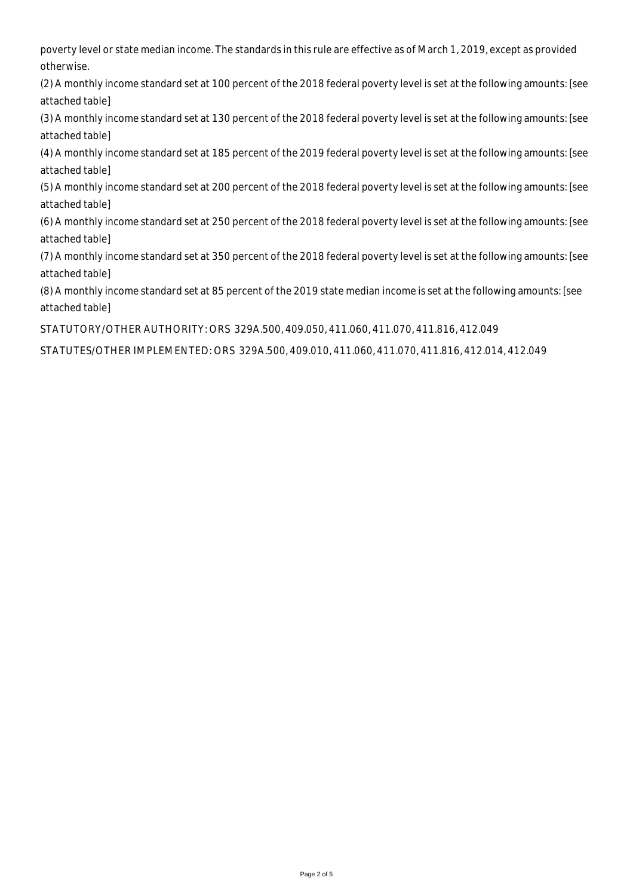poverty level or state median income. The standards in this rule are effective as of March 1, 2019, except as provided otherwise.

(2) A monthly income standard set at 100 percent of the 2018 federal poverty level is set at the following amounts: [see attached table]

(3) A monthly income standard set at 130 percent of the 2018 federal poverty level is set at the following amounts: [see attached table]

(4) A monthly income standard set at 185 percent of the 2019 federal poverty level is set at the following amounts: [see attached table]

(5) A monthly income standard set at 200 percent of the 2018 federal poverty level is set at the following amounts: [see attached table]

(6) A monthly income standard set at 250 percent of the 2018 federal poverty level is set at the following amounts: [see attached table]

(7) A monthly income standard set at 350 percent of the 2018 federal poverty level is set at the following amounts: [see attached table]

(8) A monthly income standard set at 85 percent of the 2019 state median income is set at the following amounts: [see attached table]

STATUTORY/OTHER AUTHORITY: ORS 329A.500, 409.050, 411.060, 411.070, 411.816, 412.049

STATUTES/OTHER IMPLEMENTED: ORS 329A.500, 409.010, 411.060, 411.070, 411.816, 412.014, 412.049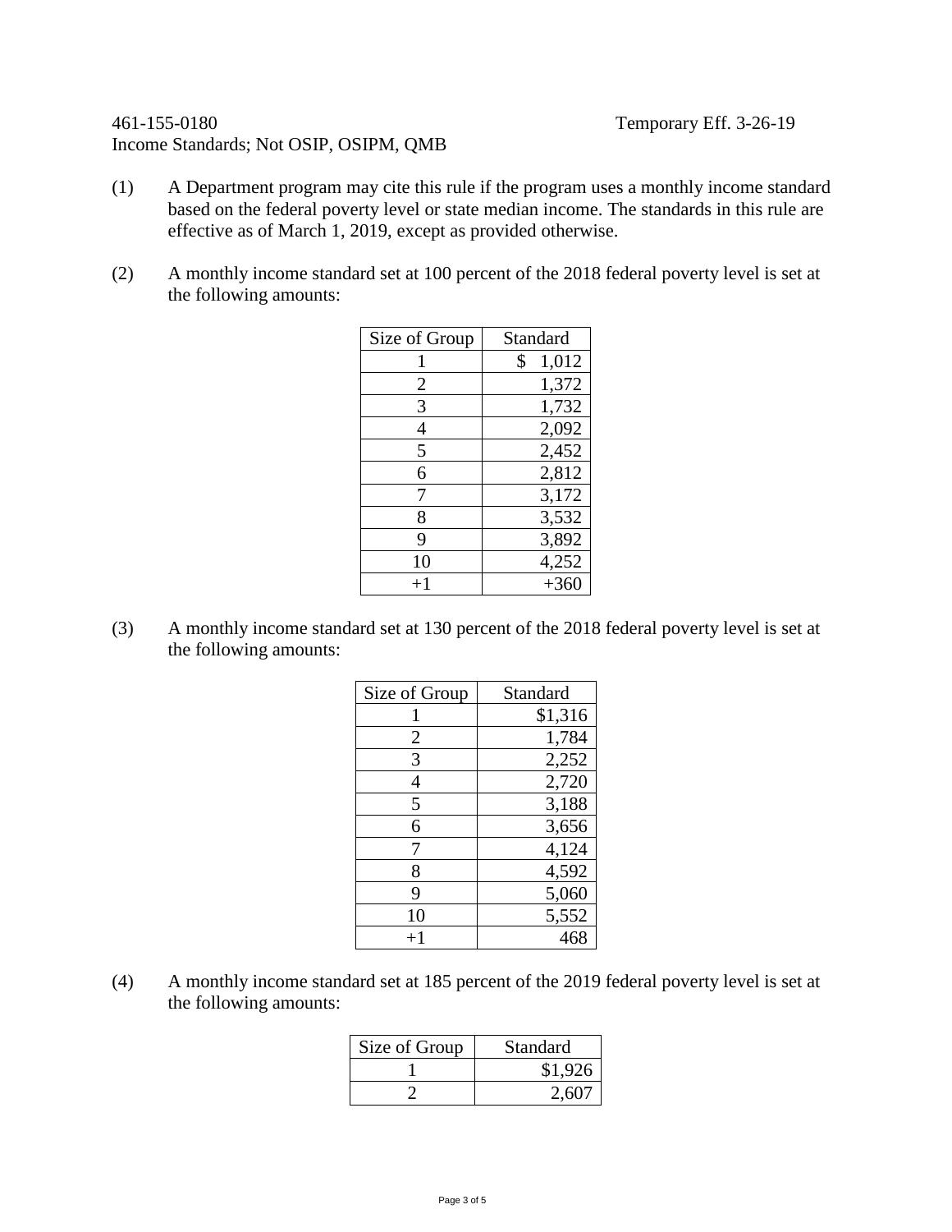461-155-0180 Temporary Eff. 3-26-19

Income Standards; Not OSIP, OSIPM, QMB

(1) A Department program may cite this rule if the program uses a monthly income standard based on the federal poverty level or state median income. The standards in this rule are effective as of March 1, 2019, except as provided otherwise.

(2) A monthly income standard set at 100 percent of the 2018 federal poverty level is set at the following amounts:

| Size of Group | Standard |
|---|---|
| 1 | $ 1,012 |
| 2 | 1,372 |
| 3 | 1,732 |
| 4 | 2,092 |
| 5 | 2,452 |
| 6 | 2,812 |
| 7 | 3,172 |
| 8 | 3,532 |
| 9 | 3,892 |
| 10 | 4,252 |
| +1 | +360 |

(3) A monthly income standard set at 130 percent of the 2018 federal poverty level is set at the following amounts:

| Size of Group | Standard |
|---|---|
| 1 | $1,316 |
| 2 | 1,784 |
| 3 | 2,252 |
| 4 | 2,720 |
| 5 | 3,188 |
| 6 | 3,656 |
| 7 | 4,124 |
| 8 | 4,592 |
| 9 | 5,060 |
| 10 | 5,552 |
| +1 | 468 |

(4) A monthly income standard set at 185 percent of the 2019 federal poverty level is set at the following amounts:

| Size of Group | Standard |
|---|---|
| 1 | $1,926 |
| 2 | 2,607 |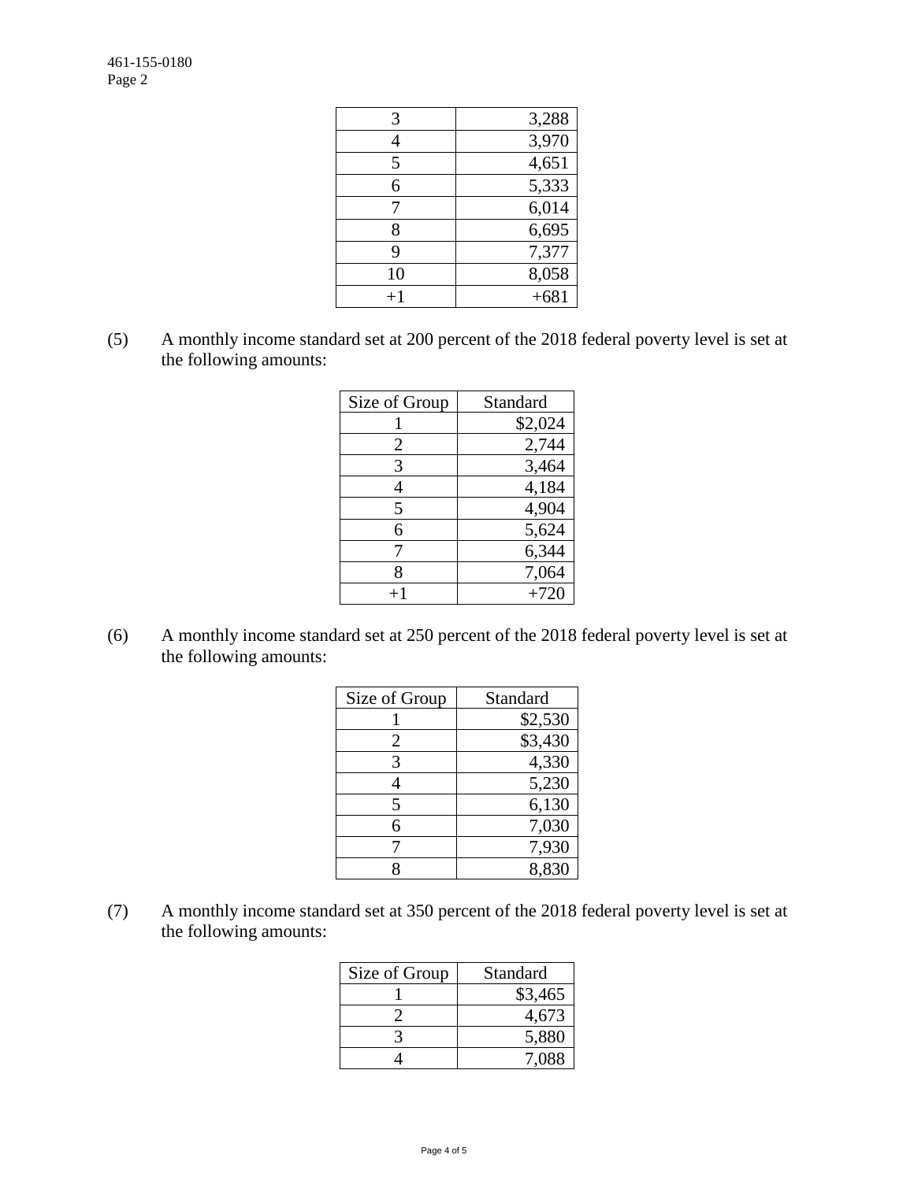| | |
|---|---|
| 3 | 3,288 |
| 4 | 3,970 |
| 5 | 4,651 |
| 6 | 5,333 |
| 7 | 6,014 |
| 8 | 6,695 |
| 9 | 7,377 |
| 10 | 8,058 |
| +1 | +681 |

(5) A monthly income standard set at 200 percent of the 2018 federal poverty level is set at the following amounts:

| Size of Group | Standard |
|---|---|
| 1 | $2,024 |
| 2 | 2,744 |
| 3 | 3,464 |
| 4 | 4,184 |
| 5 | 4,904 |
| 6 | 5,624 |
| 7 | 6,344 |
| 8 | 7,064 |
| +1 | +720 |

(6) A monthly income standard set at 250 percent of the 2018 federal poverty level is set at the following amounts:

| Size of Group | Standard |
|---|---|
| 1 | $2,530 |
| 2 | $3,430 |
| 3 | 4,330 |
| 4 | 5,230 |
| 5 | 6,130 |
| 6 | 7,030 |
| 7 | 7,930 |
| 8 | 8,830 |

(7) A monthly income standard set at 350 percent of the 2018 federal poverty level is set at the following amounts:

| Size of Group | Standard |
|---|---|
| 1 | $3,465 |
| 2 | 4,673 |
| 3 | 5,880 |
| 4 | 7,088 |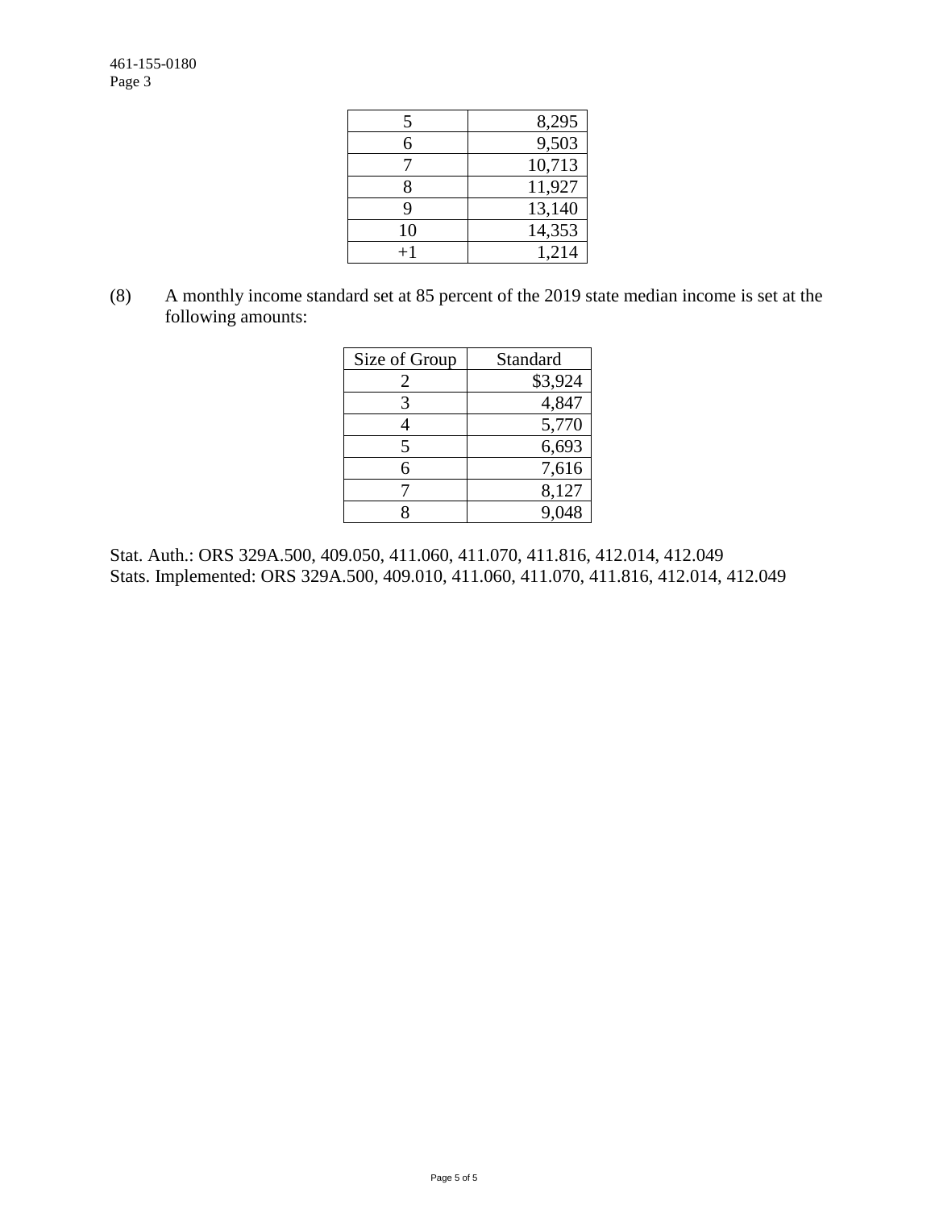| | |
|---|---|
| 5 | 8,295 |
| 6 | 9,503 |
| 7 | 10,713 |
| 8 | 11,927 |
| 9 | 13,140 |
| 10 | 14,353 |
| +1 | 1,214 |

(8) A monthly income standard set at 85 percent of the 2019 state median income is set at the following amounts:

| Size of Group | Standard |
|---|---|
| 2 | $3,924 |
| 3 | 4,847 |
| 4 | 5,770 |
| 5 | 6,693 |
| 6 | 7,616 |
| 7 | 8,127 |
| 8 | 9,048 |

Stat. Auth.: ORS 329A.500, 409.050, 411.060, 411.070, 411.816, 412.014, 412.049
Stats. Implemented: ORS 329A.500, 409.010, 411.060, 411.070, 411.816, 412.014, 412.049